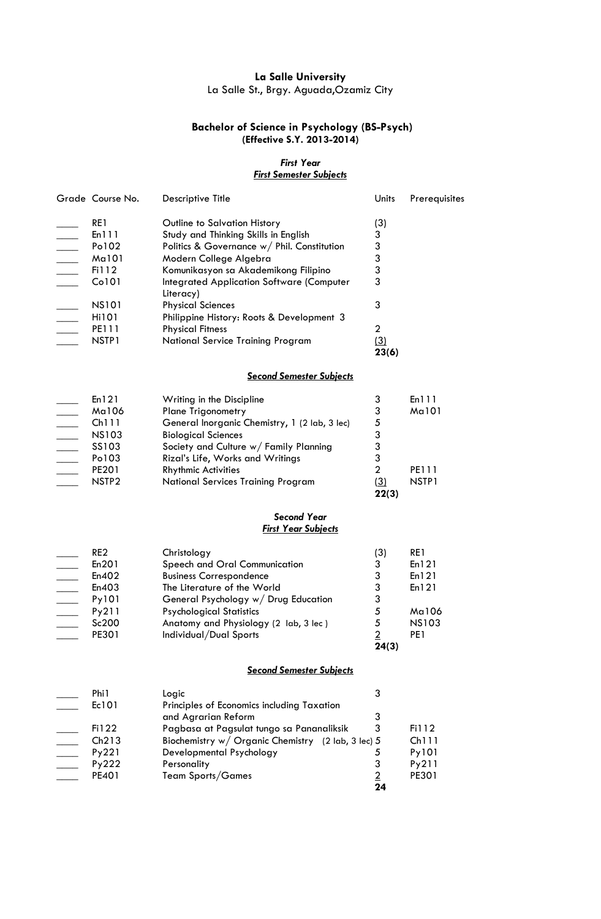**La Salle University**
La Salle St., Brgy. Aguada,Ozamiz City

**Bachelor of Science in Psychology (BS-Psych)**
**(Effective S.Y. 2013-2014)**

***First Year***
***First Semester Subjects***

| Grade | Course No. | Descriptive Title | Units | Prerequisites |
|---|---|---|---|---|
| ____ | RE1 | Outline to Salvation History | (3) | |
| ____ | En111 | Study and Thinking Skills in English | 3 | |
| ____ | Po102 | Politics & Governance w/ Phil. Constitution | 3 | |
| ____ | Ma101 | Modern College Algebra | 3 | |
| ____ | Fi112 | Komunikasyon sa Akademikong Filipino | 3 | |
| ____ | Co101 | Integrated Application Software (Computer Literacy) | 3 | |
| ____ | NS101 | Physical Sciences | 3 | |
| ____ | Hi101 | Philippine History: Roots & Development | 3 | |
| ____ | PE111 | Physical Fitness | 2 | |
| ____ | NSTP1 | National Service Training Program | (3) | |
| | | | **23(6)** | |

***Second Semester Subjects***

| Grade | Course No. | Descriptive Title | Units | Prerequisites |
|---|---|---|---|---|
| ____ | En121 | Writing in the Discipline | 3 | En111 |
| ____ | Ma106 | Plane Trigonometry | 3 | Ma101 |
| ____ | Ch111 | General Inorganic Chemistry, 1 (2 lab, 3 lec) | 5 | |
| ____ | NS103 | Biological Sciences | 3 | |
| ____ | SS103 | Society and Culture w/ Family Planning | 3 | |
| ____ | Po103 | Rizal's Life, Works and Writings | 3 | |
| ____ | PE201 | Rhythmic Activities | 2 | PE111 |
| ____ | NSTP2 | National Services Training Program | (3) | NSTP1 |
| | | | **22(3)** | |

***Second Year***
***First Year Subjects***

| Grade | Course No. | Descriptive Title | Units | Prerequisites |
|---|---|---|---|---|
| ____ | RE2 | Christology | (3) | RE1 |
| ____ | En201 | Speech and Oral Communication | 3 | En121 |
| ____ | En402 | Business Correspondence | 3 | En121 |
| ____ | En403 | The Literature of the World | 3 | En121 |
| ____ | Py101 | General Psychology w/ Drug Education | 3 | |
| ____ | Py211 | Psychological Statistics | 5 | Ma106 |
| ____ | Sc200 | Anatomy and Physiology (2 lab, 3 lec ) | 5 | NS103 |
| ____ | PE301 | Individual/Dual Sports | 2 | PE1 |
| | | | **24(3)** | |

***Second Semester Subjects***

| Grade | Course No. | Descriptive Title | Units | Prerequisites |
|---|---|---|---|---|
| ____ | Phi1 | Logic | 3 | |
| ____ | Ec101 | Principles of Economics including Taxation and Agrarian Reform | 3 | |
| ____ | Fi122 | Pagbasa at Pagsulat tungo sa Pananaliksik | 3 | Fi112 |
| ____ | Ch213 | Biochemistry w/ Organic Chemistry (2 lab, 3 lec) | 5 | Ch111 |
| ____ | Py221 | Developmental Psychology | 5 | Py101 |
| ____ | Py222 | Personality | 3 | Py211 |
| ____ | PE401 | Team Sports/Games | 2 | PE301 |
| | | | **24** | |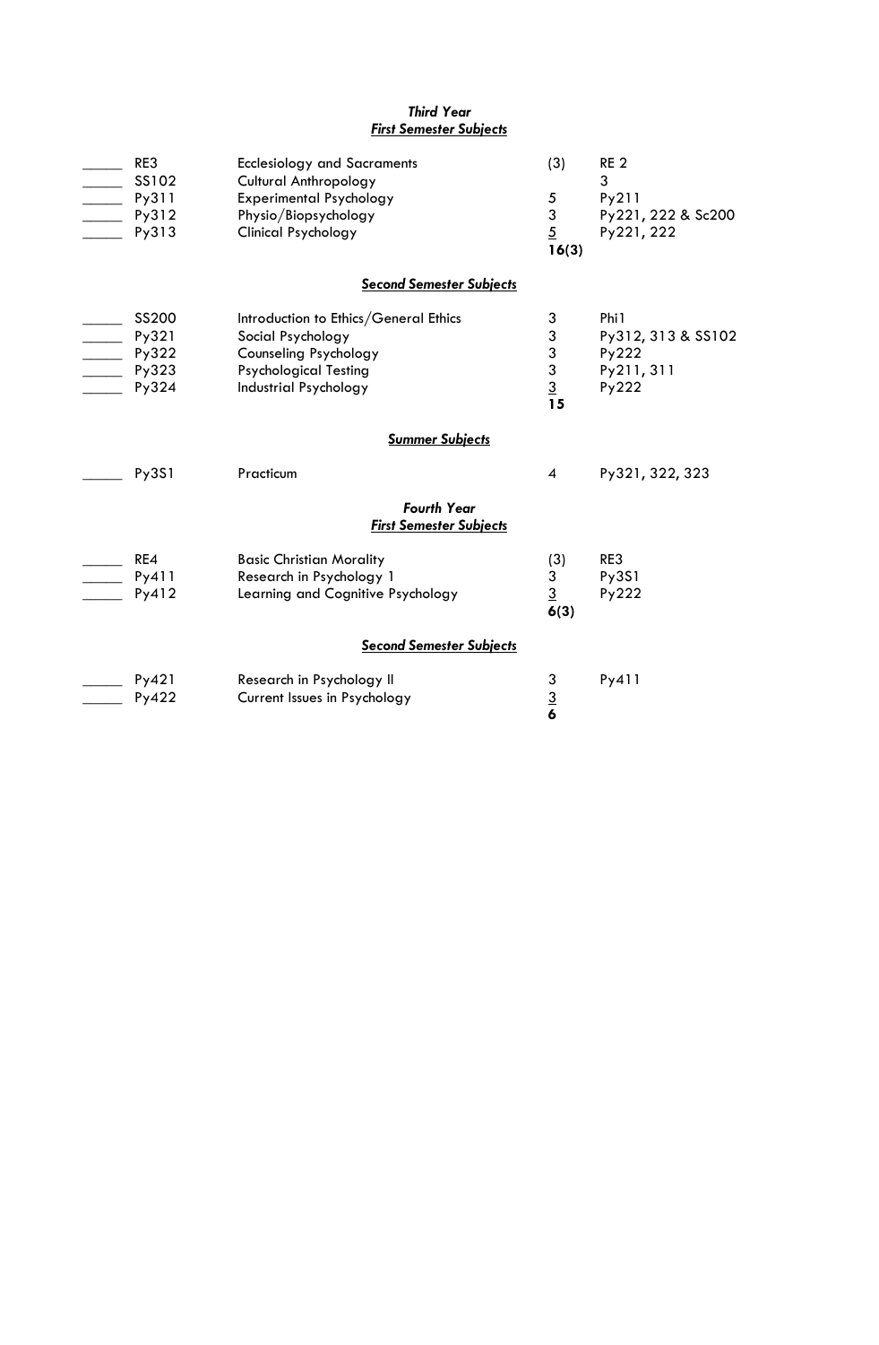### *Third Year*

#### ***First Semester Subjects***

| | | | | |
|---|---|---|---|---|
| _____ | RE3 | Ecclesiology and Sacraments | (3) | RE 2 |
| _____ | SS102 | Cultural Anthropology | | 3 |
| _____ | Py311 | Experimental Psychology | 5 | Py211 |
| _____ | Py312 | Physio/Biopsychology | 3 | Py221, 222 & Sc200 |
| _____ | Py313 | Clinical Psychology | 5 | Py221, 222 |
| | | | **16(3)** | |

#### ***Second Semester Subjects***

| | | | | |
|---|---|---|---|---|
| _____ | SS200 | Introduction to Ethics/General Ethics | 3 | Phi1 |
| _____ | Py321 | Social Psychology | 3 | Py312, 313 & SS102 |
| _____ | Py322 | Counseling Psychology | 3 | Py222 |
| _____ | Py323 | Psychological Testing | 3 | Py211, 311 |
| _____ | Py324 | Industrial Psychology | 3 | Py222 |
| | | | **15** | |

#### ***Summer Subjects***

| | | | | |
|---|---|---|---|---|
| _____ | Py3S1 | Practicum | 4 | Py321, 322, 323 |

### *Fourth Year*

#### ***First Semester Subjects***

| | | | | |
|---|---|---|---|---|
| _____ | RE4 | Basic Christian Morality | (3) | RE3 |
| _____ | Py411 | Research in Psychology 1 | 3 | Py3S1 |
| _____ | Py412 | Learning and Cognitive Psychology | 3 | Py222 |
| | | | **6(3)** | |

#### ***Second Semester Subjects***

| | | | | |
|---|---|---|---|---|
| _____ | Py421 | Research in Psychology II | 3 | Py411 |
| _____ | Py422 | Current Issues in Psychology | 3 | |
| | | | **6** | |